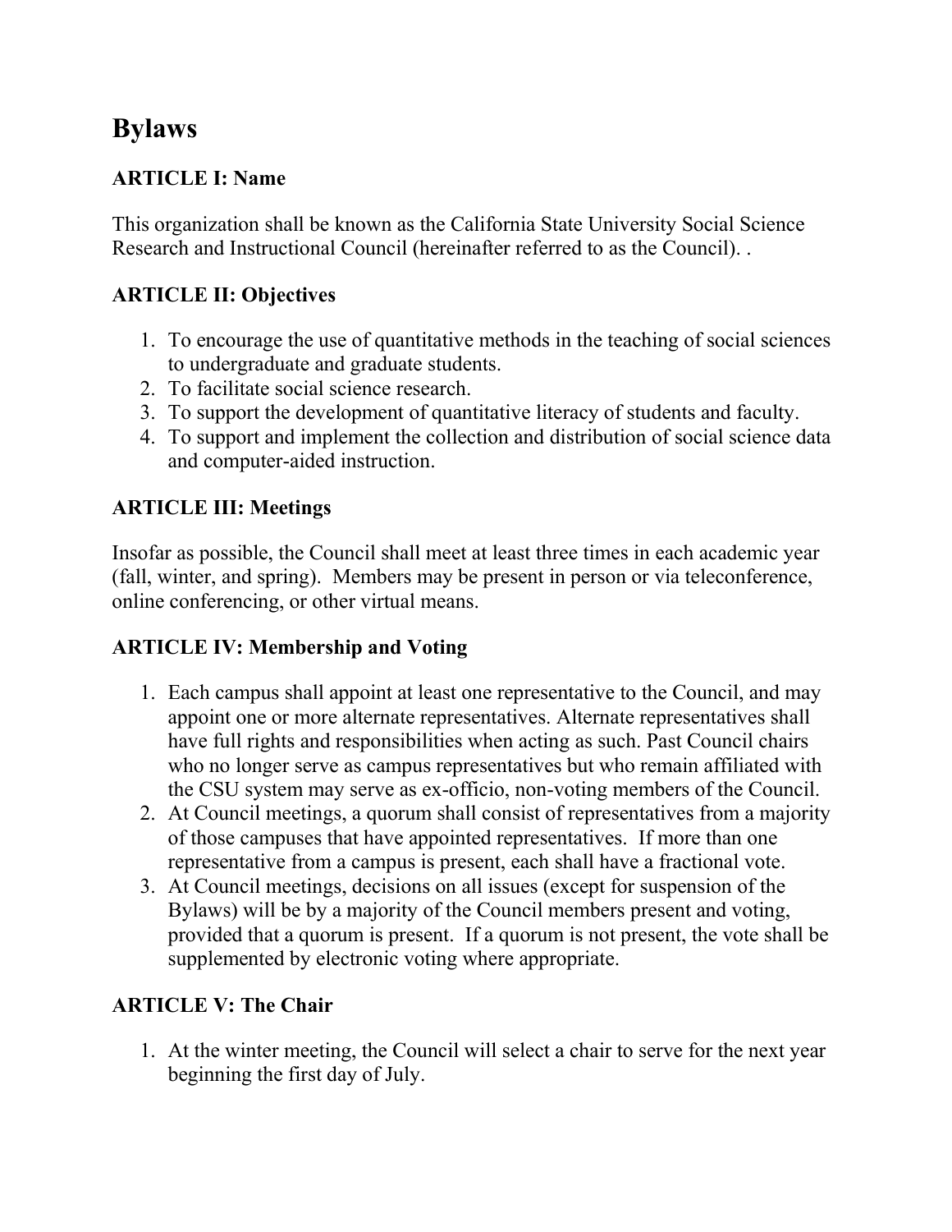# Bylaws

### ARTICLE I: Name

This organization shall be known as the California State University Social Science Research and Instructional Council (hereinafter referred to as the Council). .

### ARTICLE II: Objectives

1. To encourage the use of quantitative methods in the teaching of social sciences to undergraduate and graduate students.
2. To facilitate social science research.
3. To support the development of quantitative literacy of students and faculty.
4. To support and implement the collection and distribution of social science data and computer-aided instruction.

### ARTICLE III: Meetings

Insofar as possible, the Council shall meet at least three times in each academic year (fall, winter, and spring). Members may be present in person or via teleconference, online conferencing, or other virtual means.

### ARTICLE IV: Membership and Voting

1. Each campus shall appoint at least one representative to the Council, and may appoint one or more alternate representatives. Alternate representatives shall have full rights and responsibilities when acting as such. Past Council chairs who no longer serve as campus representatives but who remain affiliated with the CSU system may serve as ex-officio, non-voting members of the Council.
2. At Council meetings, a quorum shall consist of representatives from a majority of those campuses that have appointed representatives. If more than one representative from a campus is present, each shall have a fractional vote.
3. At Council meetings, decisions on all issues (except for suspension of the Bylaws) will be by a majority of the Council members present and voting, provided that a quorum is present. If a quorum is not present, the vote shall be supplemented by electronic voting where appropriate.

### ARTICLE V: The Chair

1. At the winter meeting, the Council will select a chair to serve for the next year beginning the first day of July.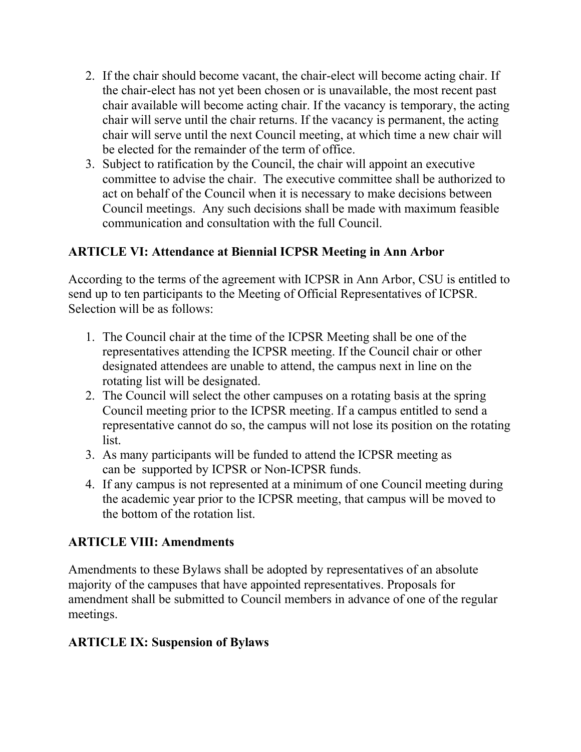2. If the chair should become vacant, the chair-elect will become acting chair. If the chair-elect has not yet been chosen or is unavailable, the most recent past chair available will become acting chair. If the vacancy is temporary, the acting chair will serve until the chair returns. If the vacancy is permanent, the acting chair will serve until the next Council meeting, at which time a new chair will be elected for the remainder of the term of office.
3. Subject to ratification by the Council, the chair will appoint an executive committee to advise the chair. The executive committee shall be authorized to act on behalf of the Council when it is necessary to make decisions between Council meetings. Any such decisions shall be made with maximum feasible communication and consultation with the full Council.

## ARTICLE VI: Attendance at Biennial ICPSR Meeting in Ann Arbor

According to the terms of the agreement with ICPSR in Ann Arbor, CSU is entitled to send up to ten participants to the Meeting of Official Representatives of ICPSR. Selection will be as follows:

1. The Council chair at the time of the ICPSR Meeting shall be one of the representatives attending the ICPSR meeting. If the Council chair or other designated attendees are unable to attend, the campus next in line on the rotating list will be designated.
2. The Council will select the other campuses on a rotating basis at the spring Council meeting prior to the ICPSR meeting. If a campus entitled to send a representative cannot do so, the campus will not lose its position on the rotating list.
3. As many participants will be funded to attend the ICPSR meeting as can be supported by ICPSR or Non-ICPSR funds.
4. If any campus is not represented at a minimum of one Council meeting during the academic year prior to the ICPSR meeting, that campus will be moved to the bottom of the rotation list.

## ARTICLE VIII: Amendments

Amendments to these Bylaws shall be adopted by representatives of an absolute majority of the campuses that have appointed representatives. Proposals for amendment shall be submitted to Council members in advance of one of the regular meetings.

## ARTICLE IX: Suspension of Bylaws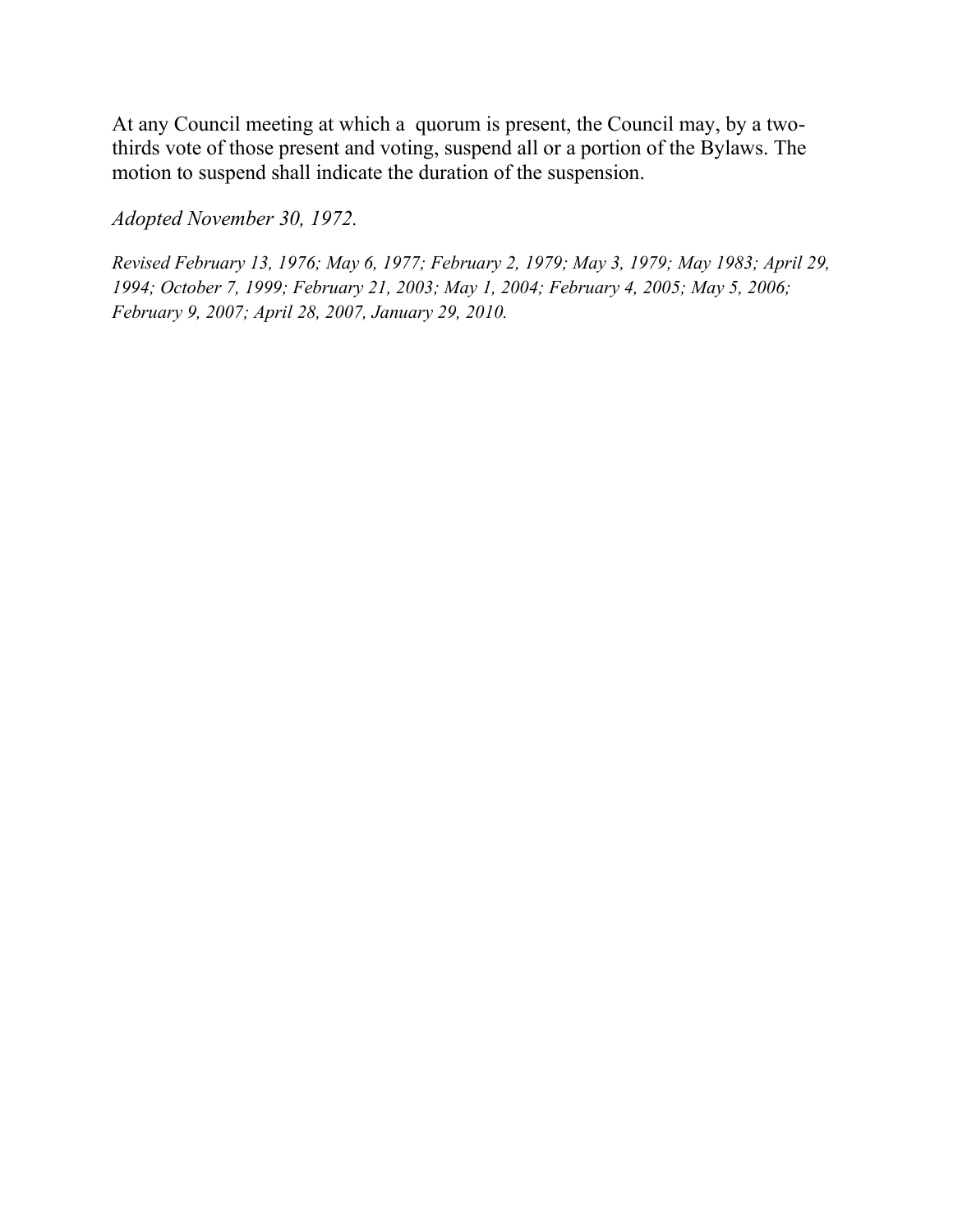At any Council meeting at which a quorum is present, the Council may, by a two-thirds vote of those present and voting, suspend all or a portion of the Bylaws. The motion to suspend shall indicate the duration of the suspension.

*Adopted November 30, 1972.*

*Revised February 13, 1976; May 6, 1977; February 2, 1979; May 3, 1979; May 1983; April 29, 1994; October 7, 1999; February 21, 2003; May 1, 2004; February 4, 2005; May 5, 2006; February 9, 2007; April 28, 2007, January 29, 2010.*